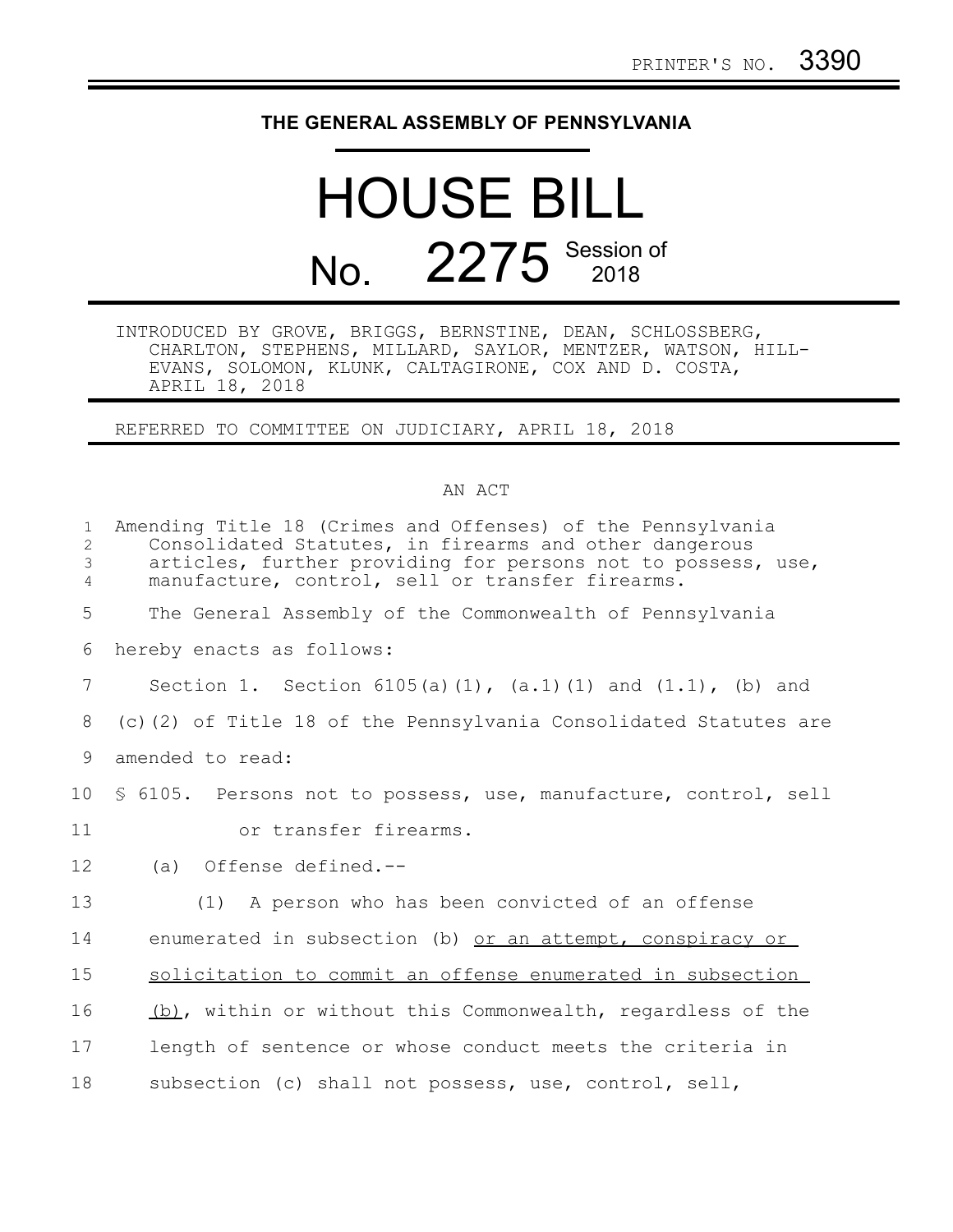PRINTER'S NO. 3390

# THE GENERAL ASSEMBLY OF PENNSYLVANIA

# HOUSE BILL

# No. 2275 Session of 2018

INTRODUCED BY GROVE, BRIGGS, BERNSTINE, DEAN, SCHLOSSBERG, CHARLTON, STEPHENS, MILLARD, SAYLOR, MENTZER, WATSON, HILL-EVANS, SOLOMON, KLUNK, CALTAGIRONE, COX AND D. COSTA, APRIL 18, 2018

REFERRED TO COMMITTEE ON JUDICIARY, APRIL 18, 2018

## AN ACT

Amending Title 18 (Crimes and Offenses) of the Pennsylvania Consolidated Statutes, in firearms and other dangerous articles, further providing for persons not to possess, use, manufacture, control, sell or transfer firearms.

The General Assembly of the Commonwealth of Pennsylvania hereby enacts as follows:

Section 1. Section 6105(a)(1), (a.1)(1) and (1.1), (b) and (c)(2) of Title 18 of the Pennsylvania Consolidated Statutes are amended to read:

§ 6105. Persons not to possess, use, manufacture, control, sell or transfer firearms.

(a) Offense defined.--

(1) A person who has been convicted of an offense enumerated in subsection (b) <u>or an attempt, conspiracy or solicitation to commit an offense enumerated in subsection (b)</u>, within or without this Commonwealth, regardless of the length of sentence or whose conduct meets the criteria in subsection (c) shall not possess, use, control, sell,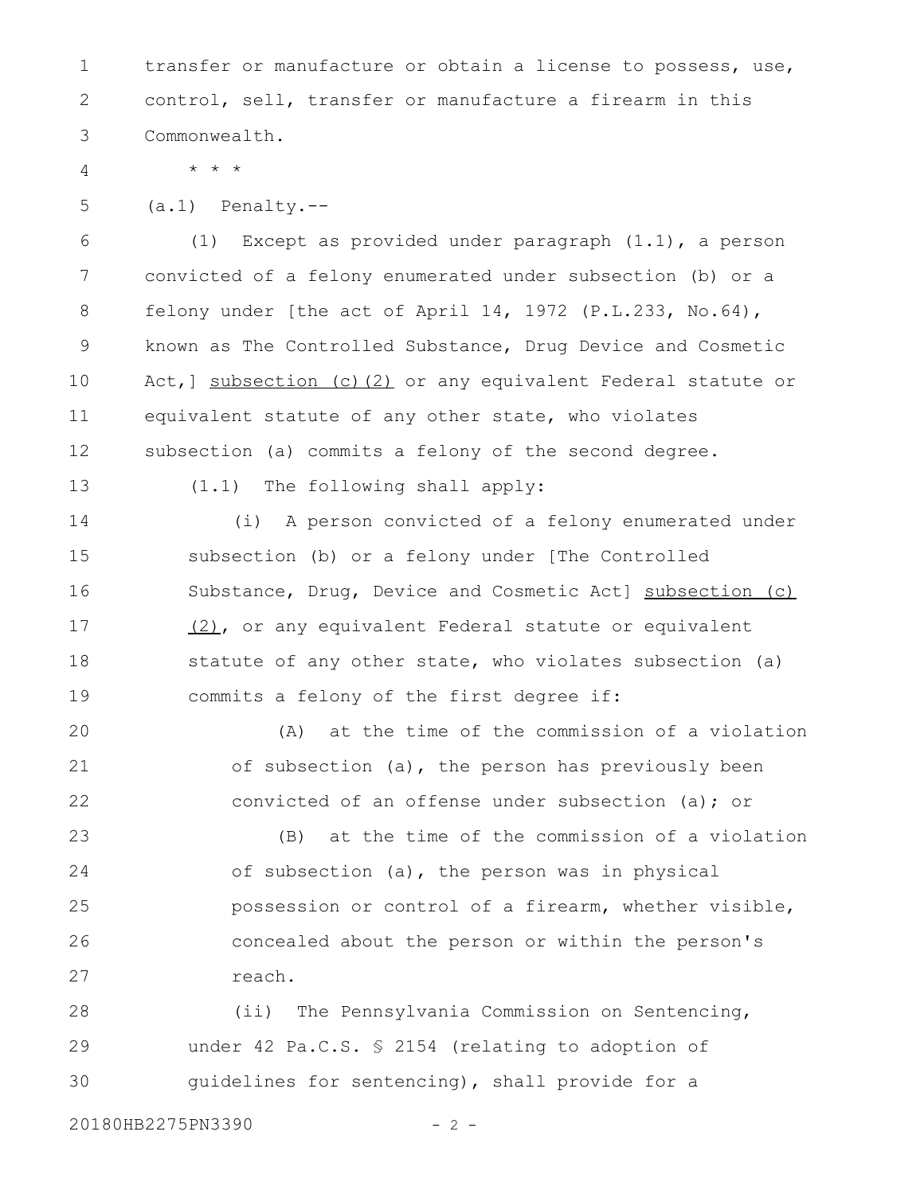transfer or manufacture or obtain a license to possess, use, control, sell, transfer or manufacture a firearm in this Commonwealth.

* * *

(a.1) Penalty.--

(1) Except as provided under paragraph (1.1), a person convicted of a felony enumerated under subsection (b) or a felony under [the act of April 14, 1972 (P.L.233, No.64), known as The Controlled Substance, Drug Device and Cosmetic Act,] <u>subsection (c)(2)</u> or any equivalent Federal statute or equivalent statute of any other state, who violates subsection (a) commits a felony of the second degree.

(1.1) The following shall apply:

(i) A person convicted of a felony enumerated under subsection (b) or a felony under [The Controlled Substance, Drug, Device and Cosmetic Act] <u>subsection (c)(2)</u>, or any equivalent Federal statute or equivalent statute of any other state, who violates subsection (a) commits a felony of the first degree if:

(A) at the time of the commission of a violation of subsection (a), the person has previously been convicted of an offense under subsection (a); or

(B) at the time of the commission of a violation of subsection (a), the person was in physical possession or control of a firearm, whether visible, concealed about the person or within the person's reach.

(ii) The Pennsylvania Commission on Sentencing, under 42 Pa.C.S. § 2154 (relating to adoption of guidelines for sentencing), shall provide for a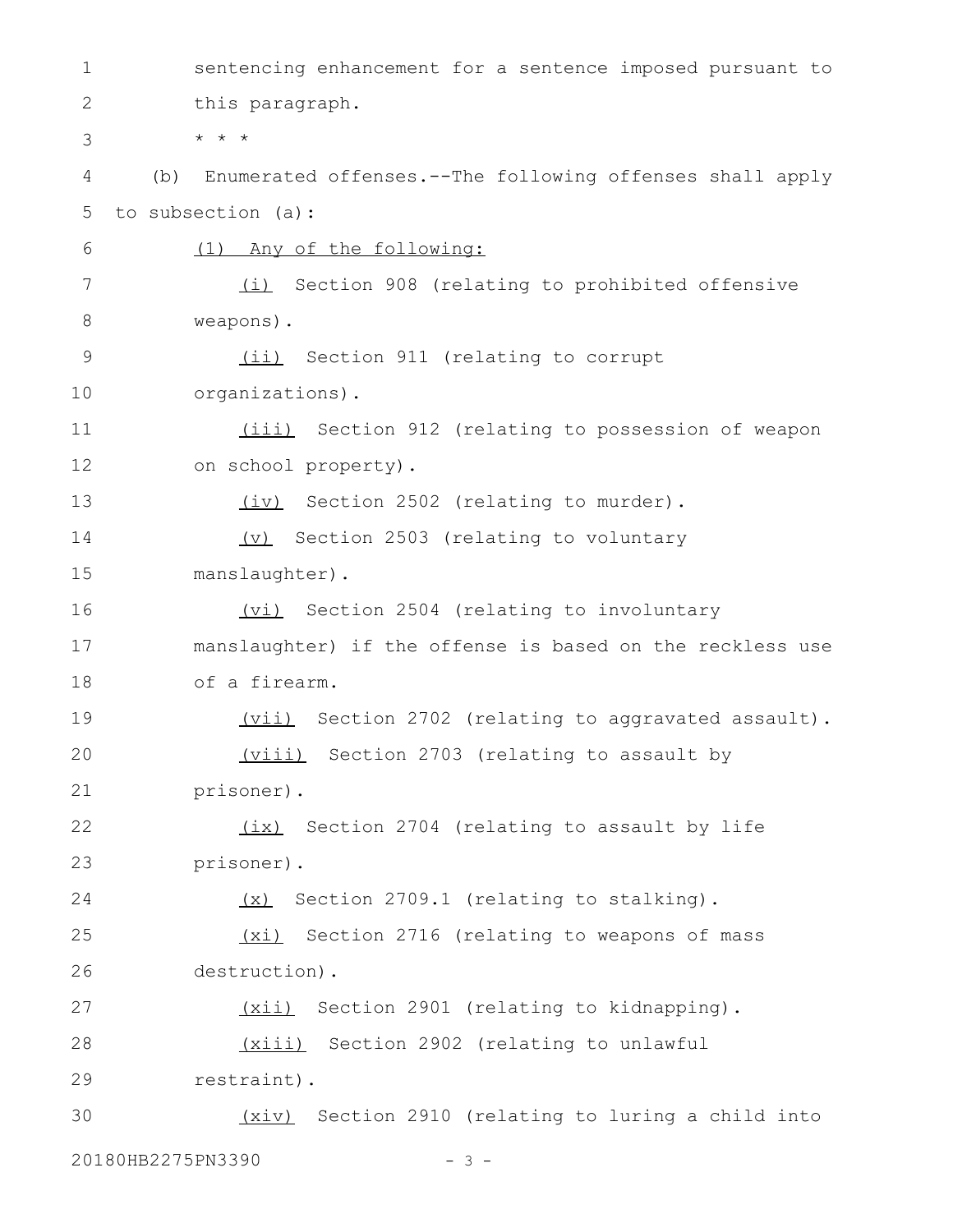sentencing enhancement for a sentence imposed pursuant to this paragraph.

\* \* \*

(b) Enumerated offenses.--The following offenses shall apply to subsection (a):

<u>(1) Any of the following:</u>

<u>(i)</u> Section 908 (relating to prohibited offensive weapons).

<u>(ii)</u> Section 911 (relating to corrupt organizations).

<u>(iii)</u> Section 912 (relating to possession of weapon on school property).

<u>(iv)</u> Section 2502 (relating to murder).

<u>(v)</u> Section 2503 (relating to voluntary manslaughter).

<u>(vi)</u> Section 2504 (relating to involuntary manslaughter) if the offense is based on the reckless use of a firearm.

<u>(vii)</u> Section 2702 (relating to aggravated assault).

<u>(viii)</u> Section 2703 (relating to assault by prisoner).

<u>(ix)</u> Section 2704 (relating to assault by life prisoner).

<u>(x)</u> Section 2709.1 (relating to stalking).

<u>(xi)</u> Section 2716 (relating to weapons of mass destruction).

<u>(xii)</u> Section 2901 (relating to kidnapping).

<u>(xiii)</u> Section 2902 (relating to unlawful restraint).

<u>(xiv)</u> Section 2910 (relating to luring a child into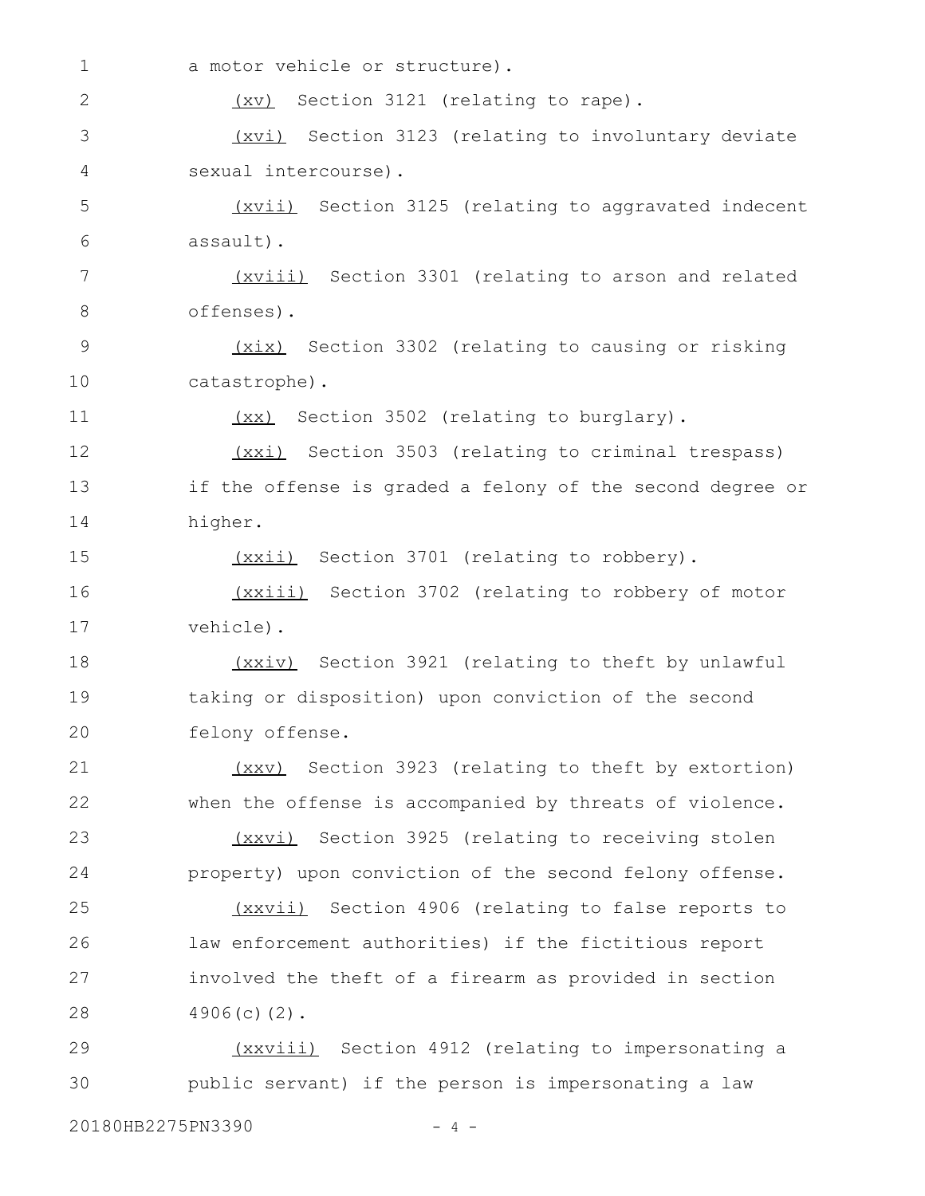a motor vehicle or structure).

(xv) Section 3121 (relating to rape).

(xvi) Section 3123 (relating to involuntary deviate sexual intercourse).

(xvii) Section 3125 (relating to aggravated indecent assault).

(xviii) Section 3301 (relating to arson and related offenses).

(xix) Section 3302 (relating to causing or risking catastrophe).

(xx) Section 3502 (relating to burglary).

(xxi) Section 3503 (relating to criminal trespass) if the offense is graded a felony of the second degree or higher.

(xxii) Section 3701 (relating to robbery).

(xxiii) Section 3702 (relating to robbery of motor vehicle).

(xxiv) Section 3921 (relating to theft by unlawful taking or disposition) upon conviction of the second felony offense.

(xxv) Section 3923 (relating to theft by extortion) when the offense is accompanied by threats of violence.

(xxvi) Section 3925 (relating to receiving stolen property) upon conviction of the second felony offense.

(xxvii) Section 4906 (relating to false reports to law enforcement authorities) if the fictitious report involved the theft of a firearm as provided in section 4906(c)(2).

(xxviii) Section 4912 (relating to impersonating a public servant) if the person is impersonating a law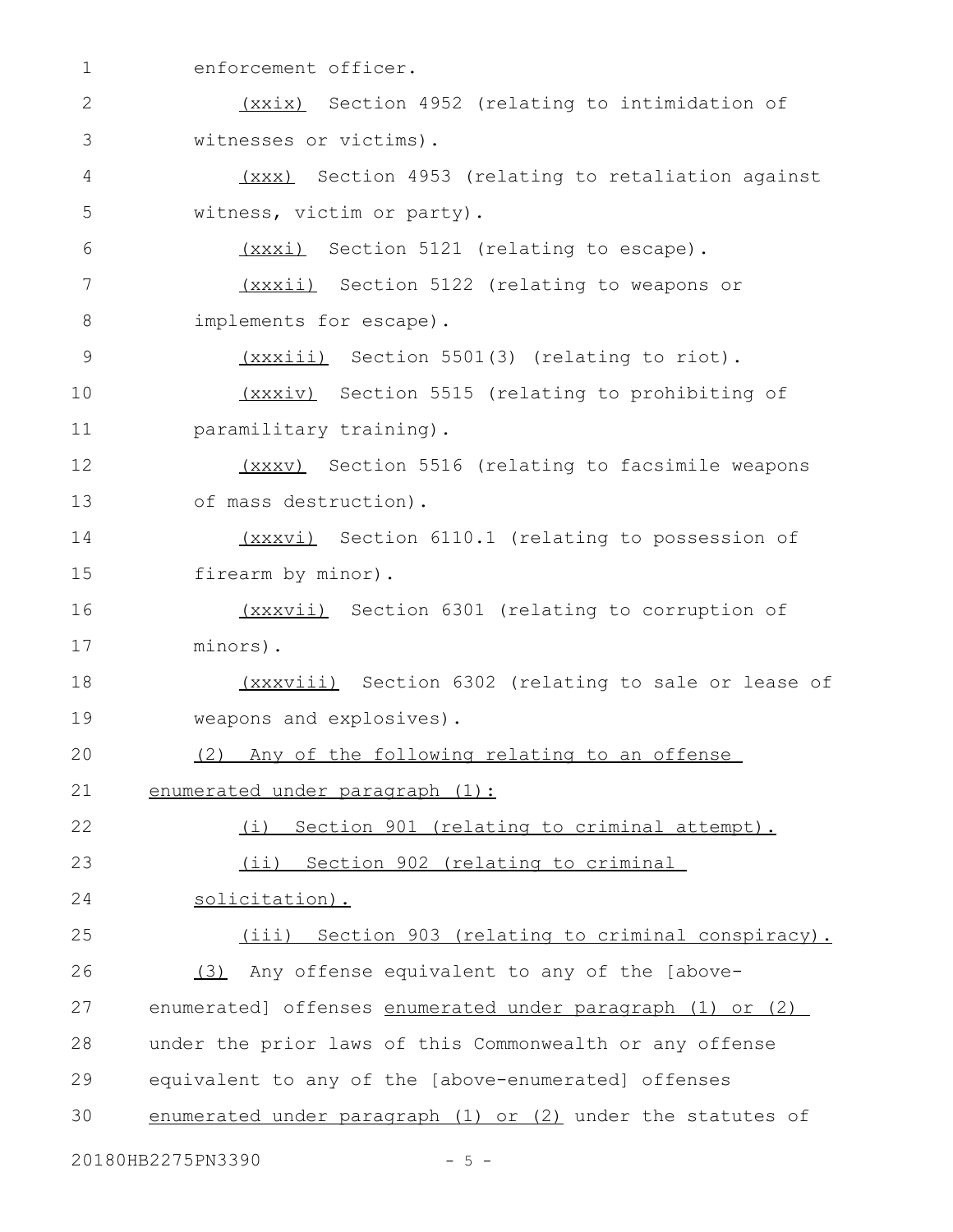enforcement officer.

(xxix) Section 4952 (relating to intimidation of witnesses or victims).

(xxx) Section 4953 (relating to retaliation against witness, victim or party).

(xxxi) Section 5121 (relating to escape).

(xxxii) Section 5122 (relating to weapons or implements for escape).

(xxxiii) Section 5501(3) (relating to riot).

(xxxiv) Section 5515 (relating to prohibiting of paramilitary training).

(xxxv) Section 5516 (relating to facsimile weapons of mass destruction).

(xxxvi) Section 6110.1 (relating to possession of firearm by minor).

(xxxvii) Section 6301 (relating to corruption of minors).

(xxxviii) Section 6302 (relating to sale or lease of weapons and explosives).

(2) Any of the following relating to an offense enumerated under paragraph (1):

(i) Section 901 (relating to criminal attempt).

(ii) Section 902 (relating to criminal solicitation).

(iii) Section 903 (relating to criminal conspiracy).

(3) Any offense equivalent to any of the [above-enumerated] offenses enumerated under paragraph (1) or (2) under the prior laws of this Commonwealth or any offense equivalent to any of the [above-enumerated] offenses enumerated under paragraph (1) or (2) under the statutes of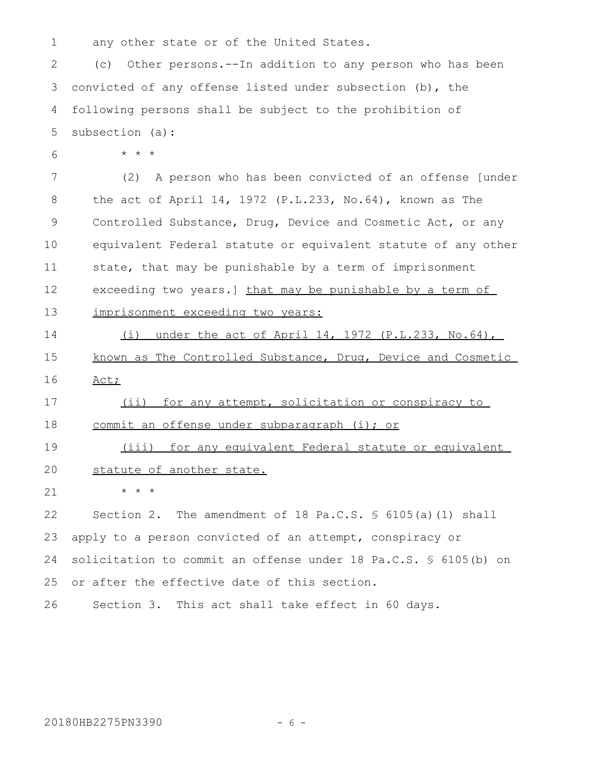any other state or of the United States.

(c) Other persons.--In addition to any person who has been convicted of any offense listed under subsection (b), the following persons shall be subject to the prohibition of subsection (a):

\* \* \*

(2) A person who has been convicted of an offense [under the act of April 14, 1972 (P.L.233, No.64), known as The Controlled Substance, Drug, Device and Cosmetic Act, or any equivalent Federal statute or equivalent statute of any other state, that may be punishable by a term of imprisonment exceeding two years.] <u>that may be punishable by a term of imprisonment exceeding two years:</u>

<u>(i) under the act of April 14, 1972 (P.L.233, No.64), known as The Controlled Substance, Drug, Device and Cosmetic Act;</u>

<u>(ii) for any attempt, solicitation or conspiracy to commit an offense under subparagraph (i); or</u>

<u>(iii) for any equivalent Federal statute or equivalent statute of another state.</u>

\* \* \*

Section 2. The amendment of 18 Pa.C.S. § 6105(a)(1) shall apply to a person convicted of an attempt, conspiracy or solicitation to commit an offense under 18 Pa.C.S. § 6105(b) on or after the effective date of this section.

Section 3. This act shall take effect in 60 days.